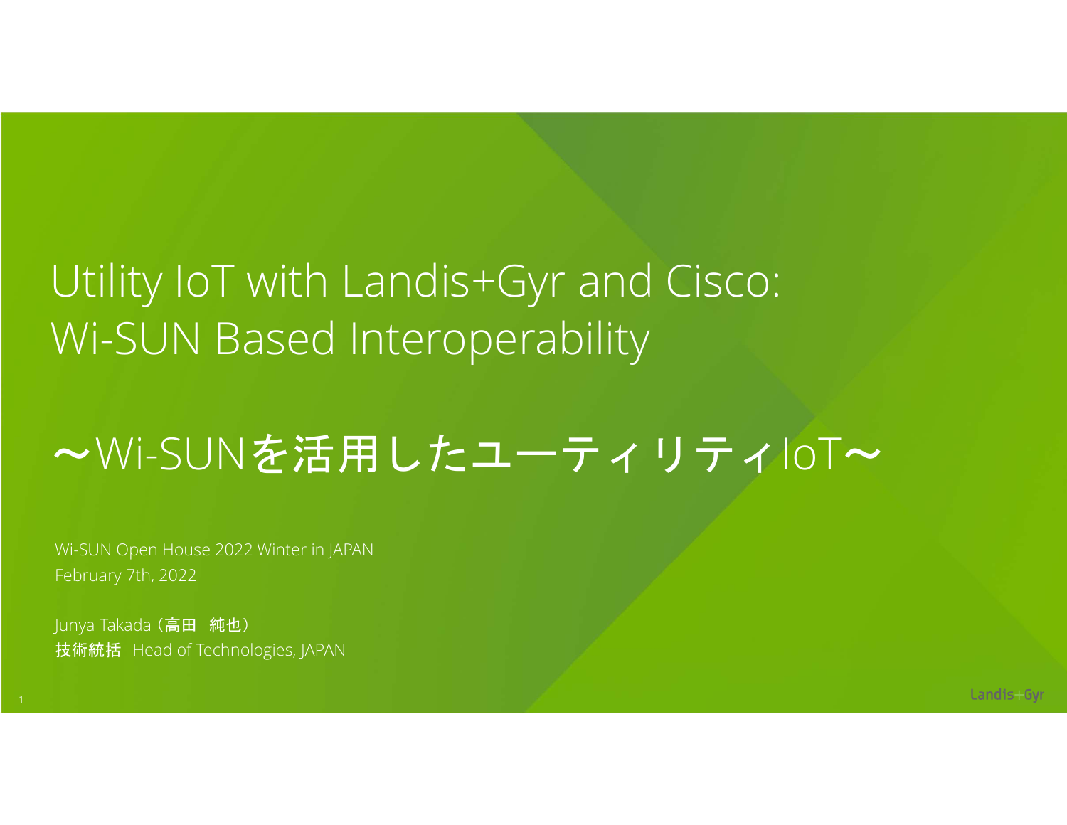# Utility IoT with Landis+Gyr and Cisco: Wi-SUN Based Interoperability

## ～Wi-SUNを活用したユーティリティIoT～

Wi-SUN Open House 2022 Winter in JAPAN
February 7th, 2022

Junya Takada（高田　純也）
**技術統括**　Head of Technologies, JAPAN

Landis+Gyr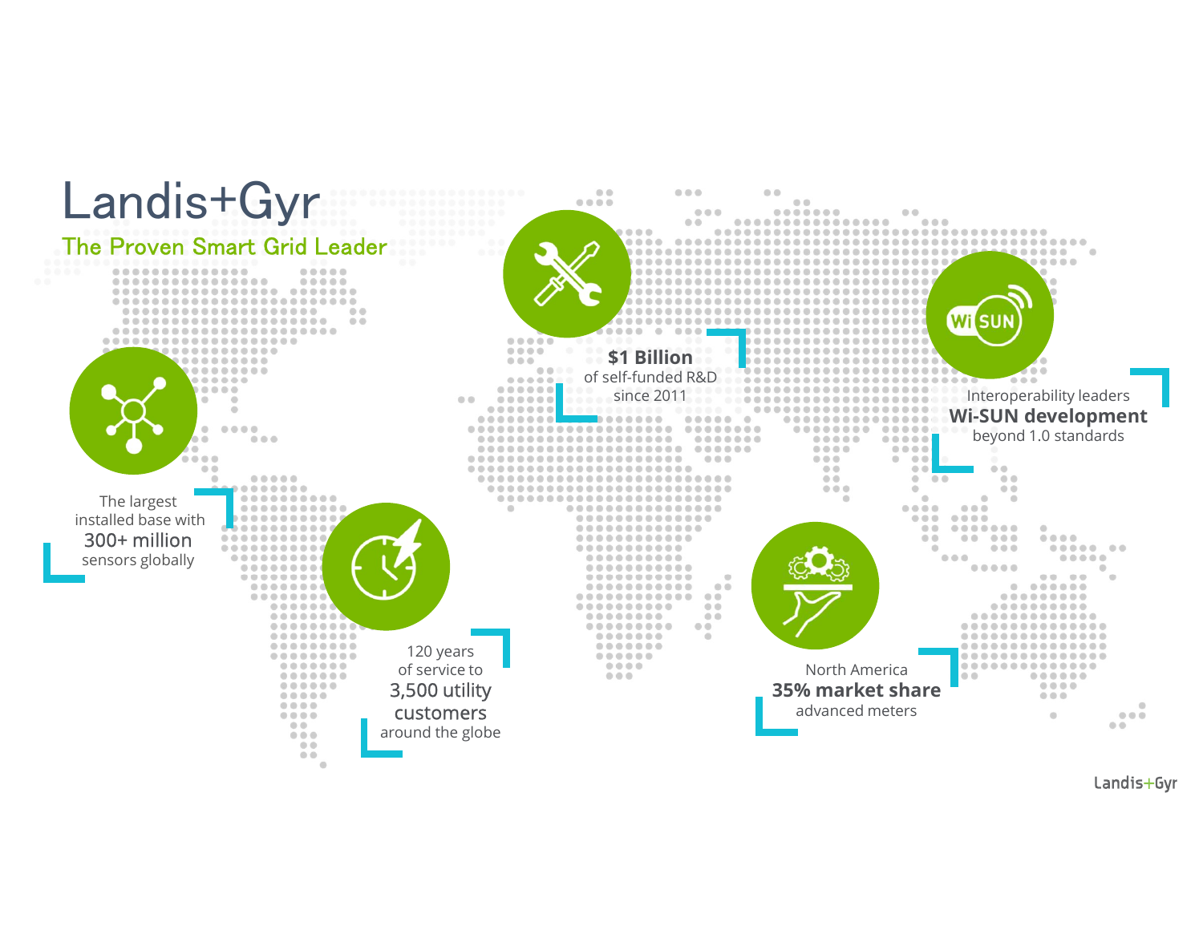# Landis+Gyr

## The Proven Smart Grid Leader

The largest installed base with **300+ million** sensors globally

120 years of service to **3,500 utility customers** around the globe

**$1 Billion** of self-funded R&D since 2011

North America **35% market share** advanced meters

Interoperability leaders **Wi-SUN development** beyond 1.0 standards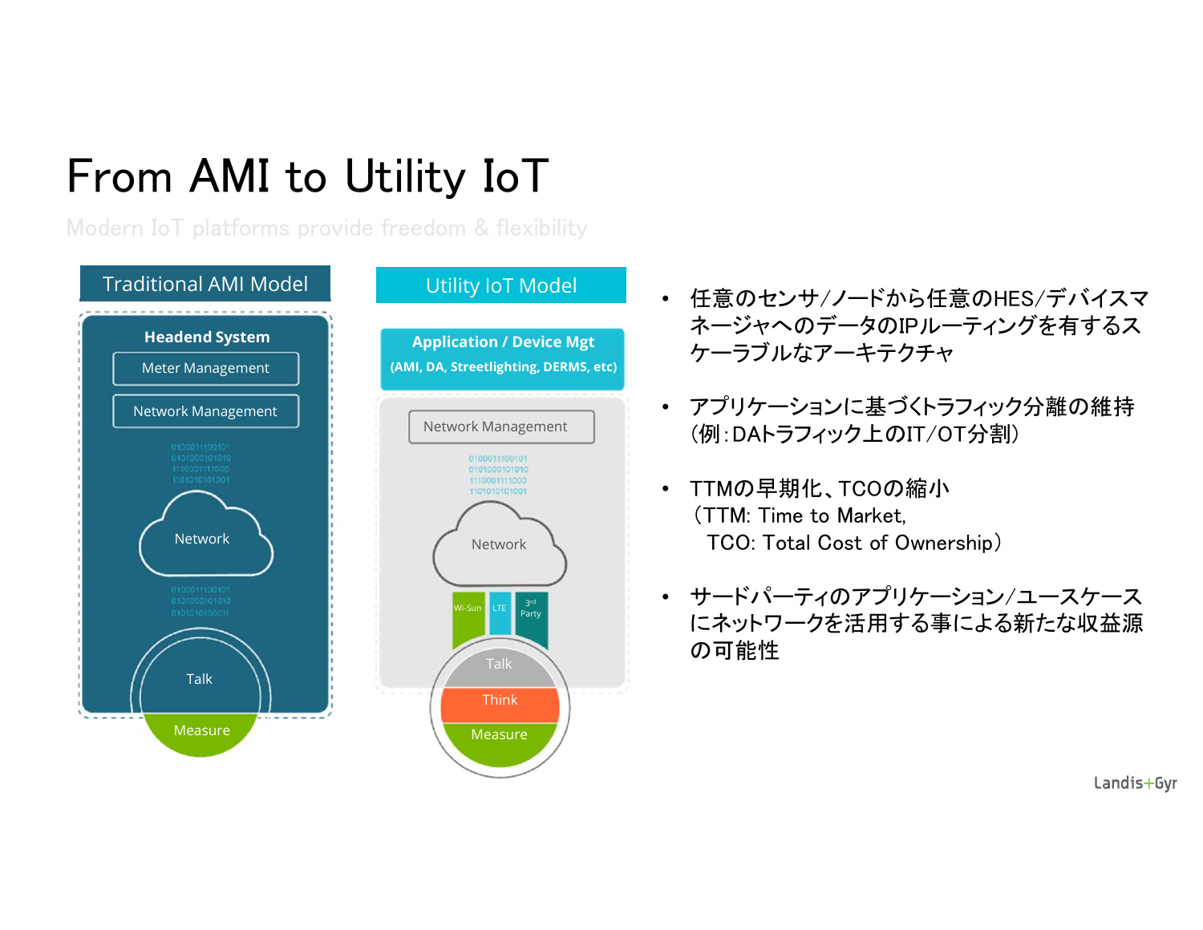# From AMI to Utility IoT

Modern IoT platforms provide freedom & flexibility

**Traditional AMI Model**

- **Headend System**
  - Meter Management
  - Network Management
- Network
- Talk
- Measure

**Utility IoT Model**

- **Application / Device Mgt**
  **(AMI, DA, Streetlighting, DERMS, etc)**
- Network Management
- Network
- Wi-Sun / LTE / 3rd Party
- Talk
- Think
- Measure

- 任意のセンサ/ノードから任意のHES/デバイスマネージャへのデータのIPルーティングを有するスケーラブルなアーキテクチャ
- アプリケーションに基づくトラフィック分離の維持（例：DAトラフィック上のIT/OT分割）
- TTMの早期化、TCOの縮小
  （TTM: Time to Market,
  TCO: Total Cost of Ownership）
- サードパーティのアプリケーション/ユースケースにネットワークを活用する事による新たな収益源の可能性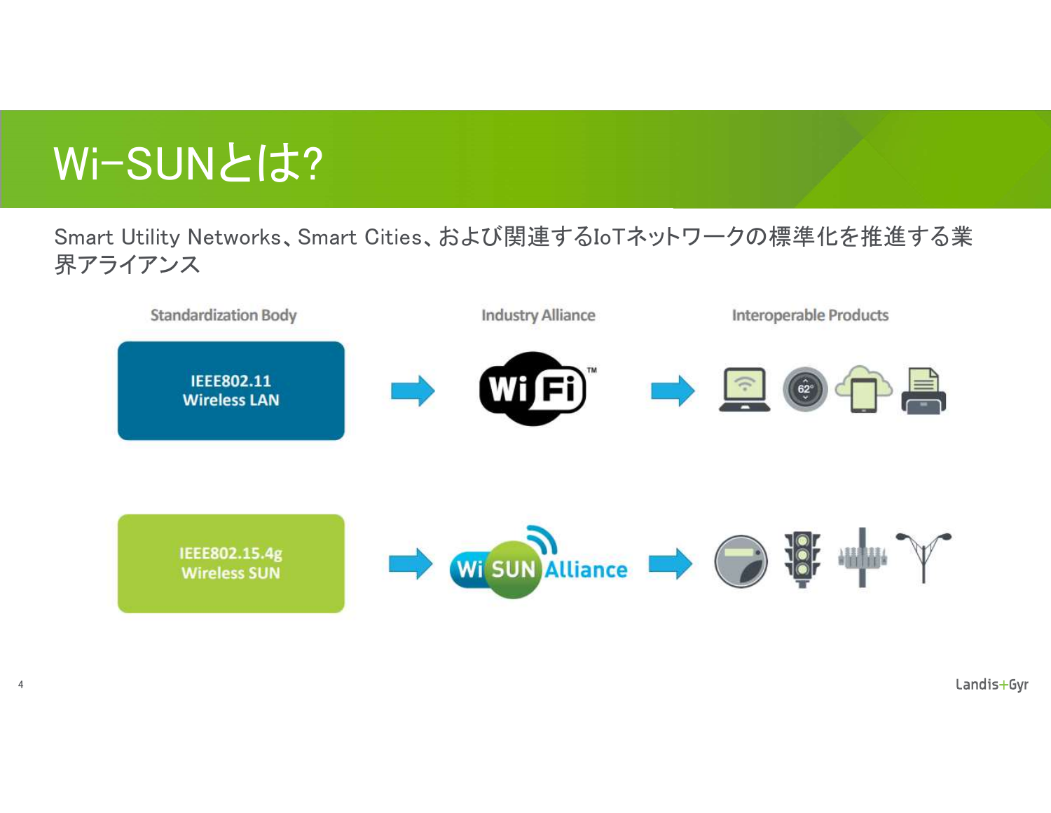# Wi-SUNとは?

Smart Utility Networks、Smart Cities、および関連するIoTネットワークの標準化を推進する業界アライアンス

| Standardization Body | Industry Alliance | Interoperable Products |
| --- | --- | --- |
| IEEE802.11 Wireless LAN | WiFi™ | |
| IEEE802.15.4g Wireless SUN | Wi SUN Alliance | |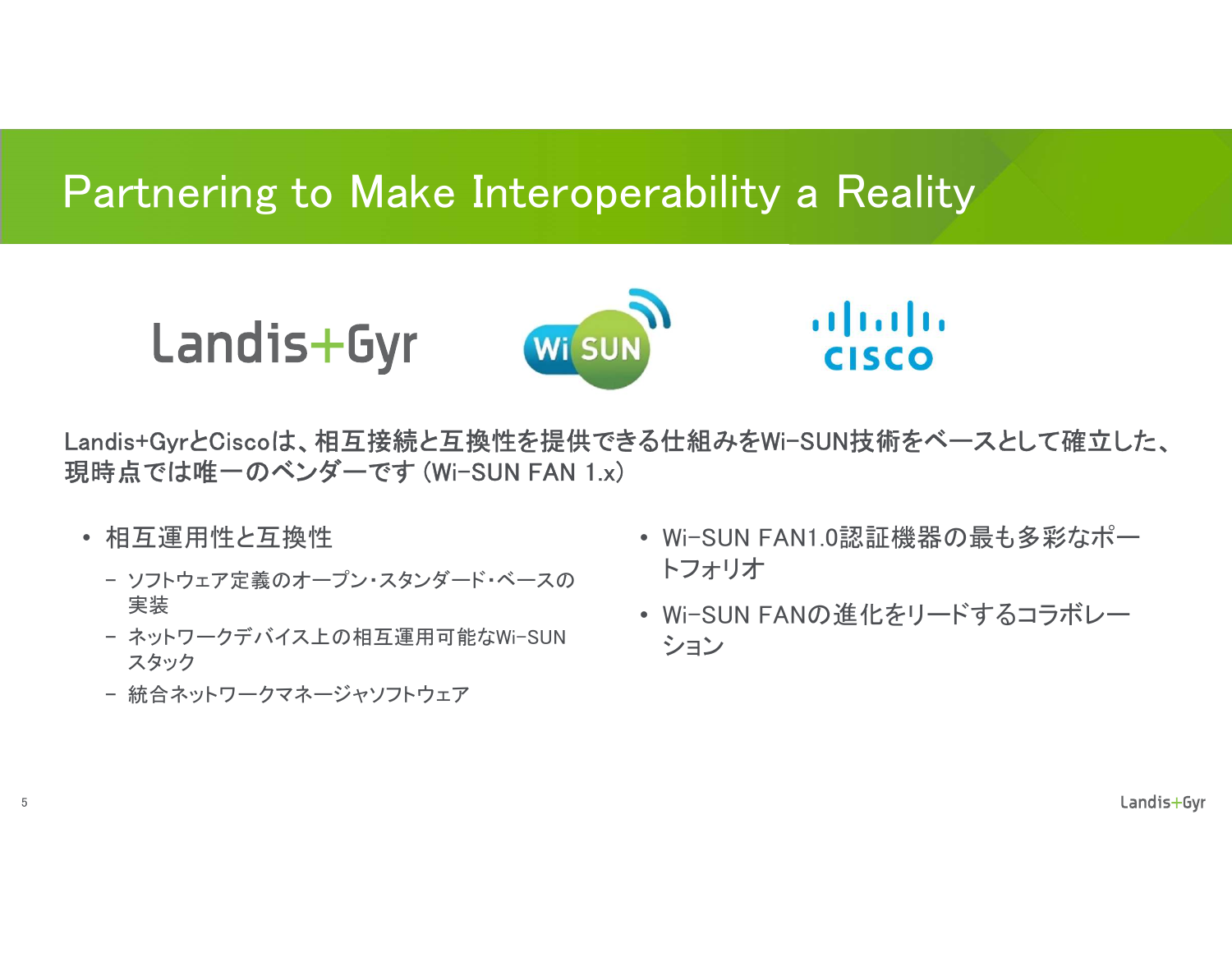# Partnering to Make Interoperability a Reality

Landis+GyrとCiscoは、相互接続と互換性を提供できる仕組みをWi-SUN技術をベースとして確立した、現時点では唯一のベンダーです（Wi-SUN FAN 1.x）

- 相互運用性と互換性
  - ソフトウェア定義のオープン・スタンダード・ベースの実装
  - ネットワークデバイス上の相互運用可能なWi-SUNスタック
  - 統合ネットワークマネージャソフトウェア
- Wi-SUN FAN1.0認証機器の最も多彩なポートフォリオ
- Wi-SUN FANの進化をリードするコラボレーション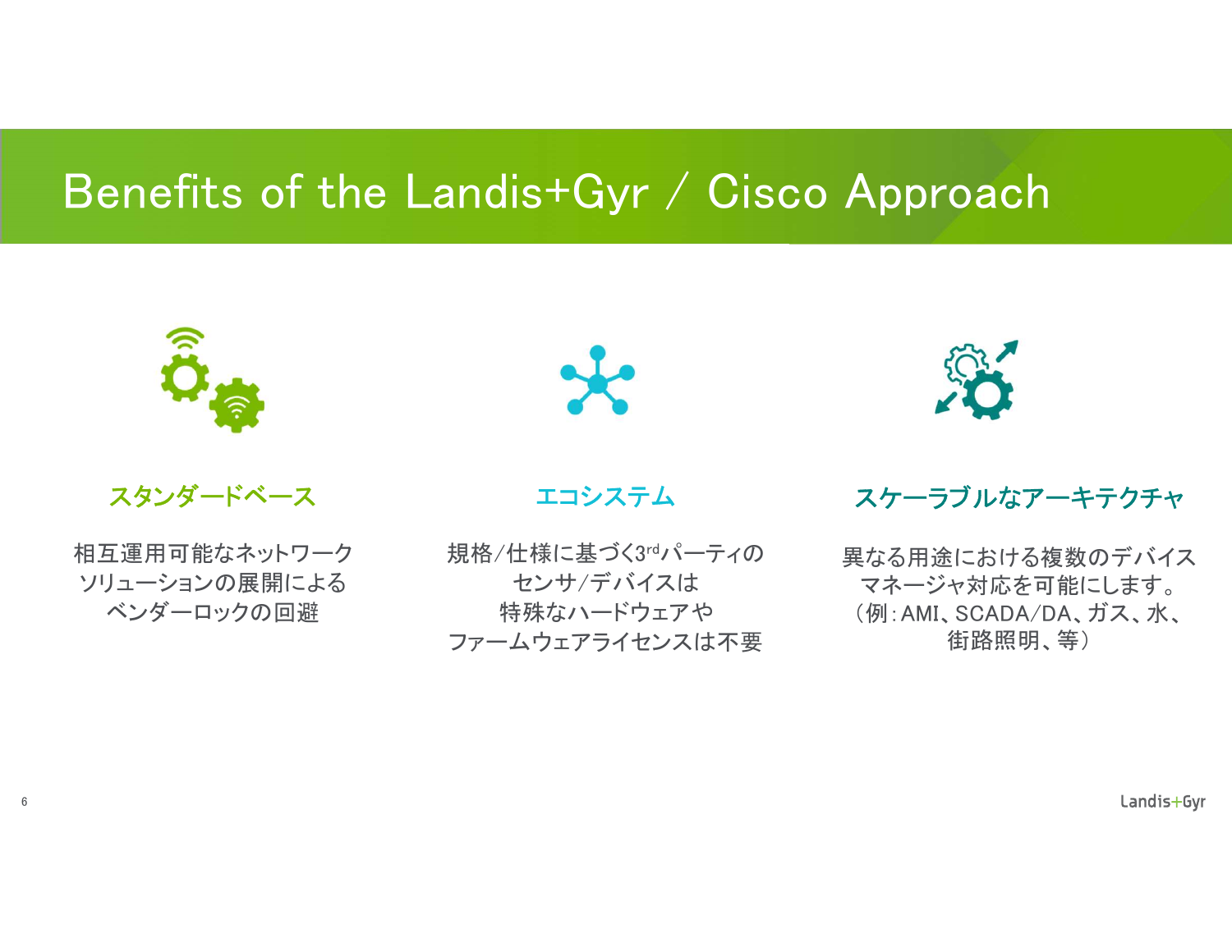# Benefits of the Landis+Gyr / Cisco Approach

### スタンダードベース

相互運用可能なネットワーク
ソリューションの展開による
ベンダーロックの回避

### エコシステム

規格/仕様に基づく3rdパーティの
センサ/デバイスは
特殊なハードウェアや
ファームウェアライセンスは不要

### スケーラブルなアーキテクチャ

異なる用途における複数のデバイス
マネージャ対応を可能にします。
（例：AMI、SCADA/DA、ガス、水、
街路照明、等）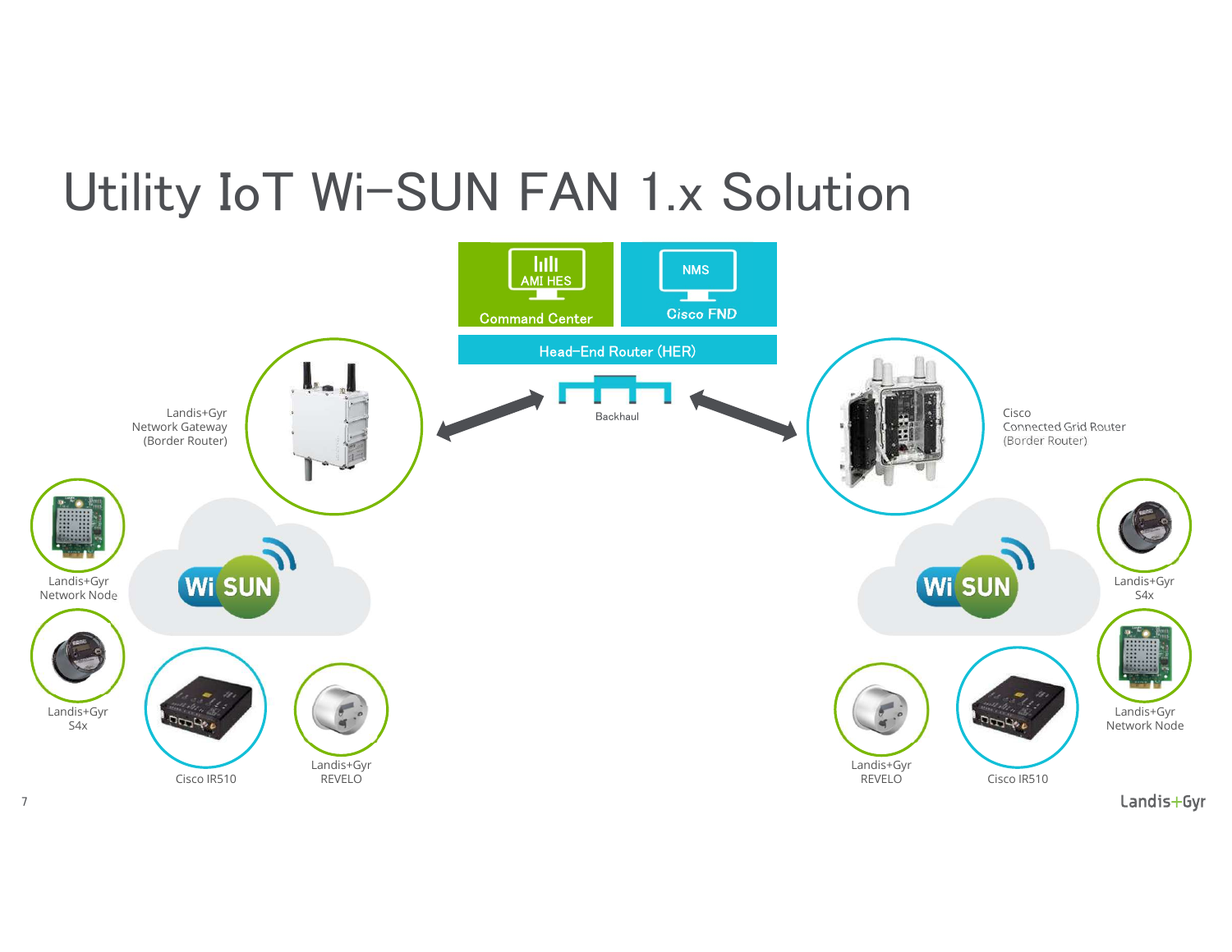# Utility IoT Wi-SUN FAN 1.x Solution

AMI HES

Command Center

NMS

Cisco FND

Head-End Router (HER)

Backhaul

Landis+Gyr Network Gateway (Border Router)

Cisco Connected Grid Router (Border Router)

Landis+Gyr Network Node

Landis+Gyr S4x

Cisco IR510

Landis+Gyr REVELO

Landis+Gyr S4x

Landis+Gyr Network Node

Landis+Gyr REVELO

Cisco IR510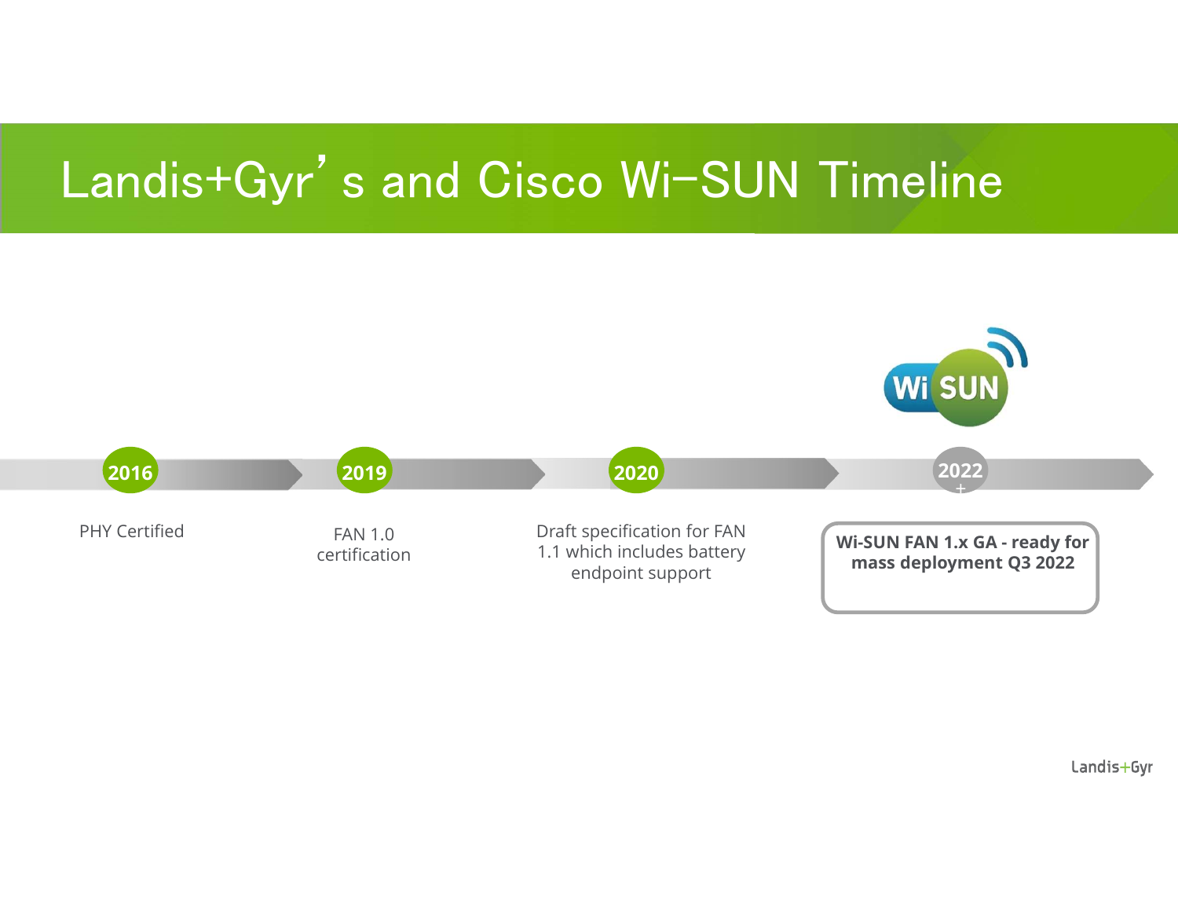# Landis+Gyr's and Cisco Wi-SUN Timeline

**2016**

PHY Certified

**2019**

FAN 1.0 certification

**2020**

Draft specification for FAN 1.1 which includes battery endpoint support

**2022+**

**Wi-SUN FAN 1.x GA - ready for mass deployment Q3 2022**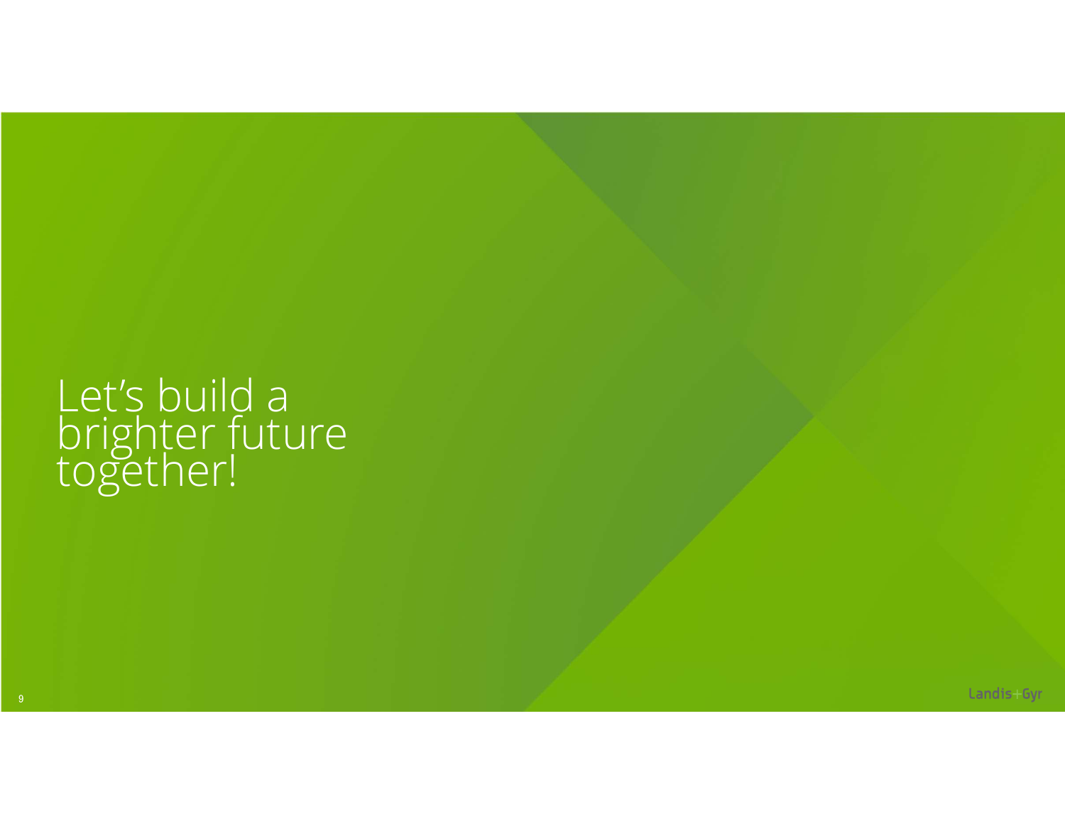# Let's build a brighter future together!